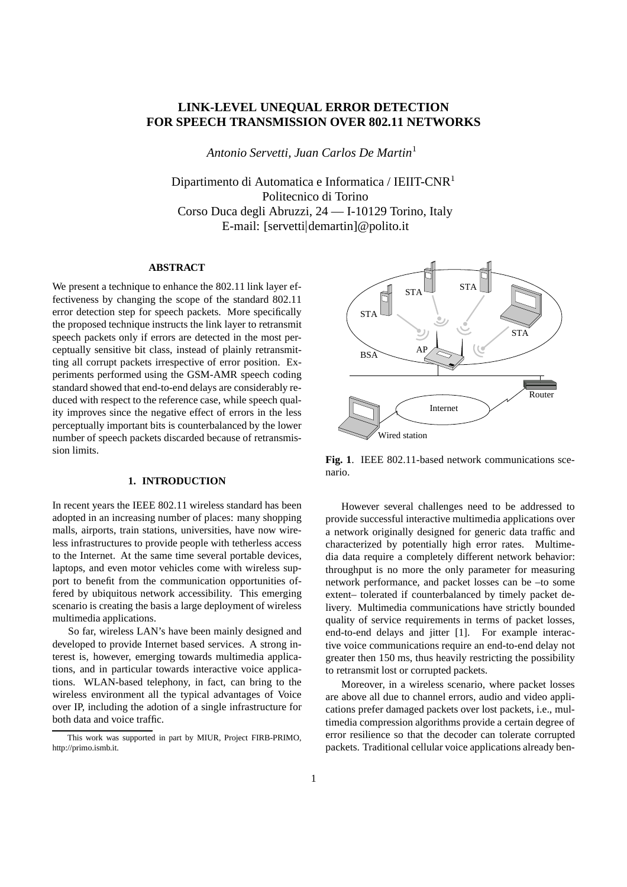# LINK-LEVEL UNEQUAL ERROR DETECTION FOR SPEECH TRANSMISSION OVER 802.11 NETWORKS

*Antonio Servetti, Juan Carlos De Martin*[1]

Dipartimento di Automatica e Informatica / IEIIT-CNR[1]
Politecnico di Torino
Corso Duca degli Abruzzi, 24 — I-10129 Torino, Italy
E-mail: [servetti|demartin]@polito.it

### ABSTRACT

We present a technique to enhance the 802.11 link layer effectiveness by changing the scope of the standard 802.11 error detection step for speech packets. More specifically the proposed technique instructs the link layer to retransmit speech packets only if errors are detected in the most perceptually sensitive bit class, instead of plainly retransmitting all corrupt packets irrespective of error position. Experiments performed using the GSM-AMR speech coding standard showed that end-to-end delays are considerably reduced with respect to the reference case, while speech quality improves since the negative effect of errors in the less perceptually important bits is counterbalanced by the lower number of speech packets discarded because of retransmission limits.

## 1. INTRODUCTION

In recent years the IEEE 802.11 wireless standard has been adopted in an increasing number of places: many shopping malls, airports, train stations, universities, have now wireless infrastructures to provide people with tetherless access to the Internet. At the same time several portable devices, laptops, and even motor vehicles come with wireless support to benefit from the communication opportunities offered by ubiquitous network accessibility. This emerging scenario is creating the basis a large deployment of wireless multimedia applications.

So far, wireless LAN's have been mainly designed and developed to provide Internet based services. A strong interest is, however, emerging towards multimedia applications, and in particular towards interactive voice applications. WLAN-based telephony, in fact, can bring to the wireless environment all the typical advantages of Voice over IP, including the adotion of a single infrastructure for both data and voice traffic.

This work was supported in part by MIUR, Project FIRB-PRIMO, http://primo.ismb.it.

**Fig. 1**. IEEE 802.11-based network communications scenario.

However several challenges need to be addressed to provide successful interactive multimedia applications over a network originally designed for generic data traffic and characterized by potentially high error rates. Multimedia data require a completely different network behavior: throughput is no more the only parameter for measuring network performance, and packet losses can be –to some extent– tolerated if counterbalanced by timely packet delivery. Multimedia communications have strictly bounded quality of service requirements in terms of packet losses, end-to-end delays and jitter [1]. For example interactive voice communications require an end-to-end delay not greater then 150 ms, thus heavily restricting the possibility to retransmit lost or corrupted packets.

Moreover, in a wireless scenario, where packet losses are above all due to channel errors, audio and video applications prefer damaged packets over lost packets, i.e., multimedia compression algorithms provide a certain degree of error resilience so that the decoder can tolerate corrupted packets. Traditional cellular voice applications already ben-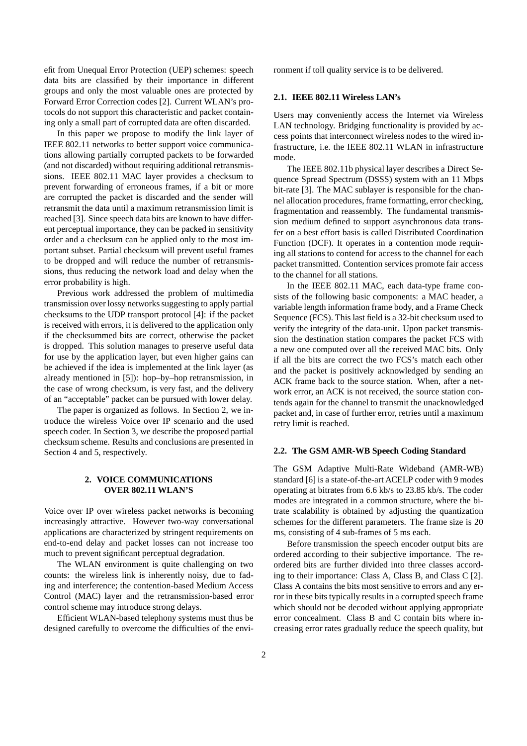efit from Unequal Error Protection (UEP) schemes: speech data bits are classified by their importance in different groups and only the most valuable ones are protected by Forward Error Correction codes [2]. Current WLAN's protocols do not support this characteristic and packet containing only a small part of corrupted data are often discarded.

In this paper we propose to modify the link layer of IEEE 802.11 networks to better support voice communications allowing partially corrupted packets to be forwarded (and not discarded) without requiring additional retransmissions. IEEE 802.11 MAC layer provides a checksum to prevent forwarding of erroneous frames, if a bit or more are corrupted the packet is discarded and the sender will retransmit the data until a maximum retransmission limit is reached [3]. Since speech data bits are known to have different perceptual importance, they can be packed in sensitivity order and a checksum can be applied only to the most important subset. Partial checksum will prevent useful frames to be dropped and will reduce the number of retransmissions, thus reducing the network load and delay when the error probability is high.

Previous work addressed the problem of multimedia transmission over lossy networks suggesting to apply partial checksums to the UDP transport protocol [4]: if the packet is received with errors, it is delivered to the application only if the checksummed bits are correct, otherwise the packet is dropped. This solution manages to preserve useful data for use by the application layer, but even higher gains can be achieved if the idea is implemented at the link layer (as already mentioned in [5]): hop–by–hop retransmission, in the case of wrong checksum, is very fast, and the delivery of an "acceptable" packet can be pursued with lower delay.

The paper is organized as follows. In Section 2, we introduce the wireless Voice over IP scenario and the used speech coder. In Section 3, we describe the proposed partial checksum scheme. Results and conclusions are presented in Section 4 and 5, respectively.

## 2. VOICE COMMUNICATIONS OVER 802.11 WLAN'S

Voice over IP over wireless packet networks is becoming increasingly attractive. However two-way conversational applications are characterized by stringent requirements on end-to-end delay and packet losses can not increase too much to prevent significant perceptual degradation.

The WLAN environment is quite challenging on two counts: the wireless link is inherently noisy, due to fading and interference; the contention-based Medium Access Control (MAC) layer and the retransmission-based error control scheme may introduce strong delays.

Efficient WLAN-based telephony systems must thus be designed carefully to overcome the difficulties of the environment if toll quality service is to be delivered.

### 2.1. IEEE 802.11 Wireless LAN's

Users may conveniently access the Internet via Wireless LAN technology. Bridging functionality is provided by access points that interconnect wireless nodes to the wired infrastructure, i.e. the IEEE 802.11 WLAN in infrastructure mode.

The IEEE 802.11b physical layer describes a Direct Sequence Spread Spectrum (DSSS) system with an 11 Mbps bit-rate [3]. The MAC sublayer is responsible for the channel allocation procedures, frame formatting, error checking, fragmentation and reassembly. The fundamental transmission medium defined to support asynchronous data transfer on a best effort basis is called Distributed Coordination Function (DCF). It operates in a contention mode requiring all stations to contend for access to the channel for each packet transmitted. Contention services promote fair access to the channel for all stations.

In the IEEE 802.11 MAC, each data-type frame consists of the following basic components: a MAC header, a variable length information frame body, and a Frame Check Sequence (FCS). This last field is a 32-bit checksum used to verify the integrity of the data-unit. Upon packet transmission the destination station compares the packet FCS with a new one computed over all the received MAC bits. Only if all the bits are correct the two FCS's match each other and the packet is positively acknowledged by sending an ACK frame back to the source station. When, after a network error, an ACK is not received, the source station contends again for the channel to transmit the unacknowledged packet and, in case of further error, retries until a maximum retry limit is reached.

### 2.2. The GSM AMR-WB Speech Coding Standard

The GSM Adaptive Multi-Rate Wideband (AMR-WB) standard [6] is a state-of-the-art ACELP coder with 9 modes operating at bitrates from 6.6 kb/s to 23.85 kb/s. The coder modes are integrated in a common structure, where the bitrate scalability is obtained by adjusting the quantization schemes for the different parameters. The frame size is 20 ms, consisting of 4 sub-frames of 5 ms each.

Before transmission the speech encoder output bits are ordered according to their subjective importance. The reordered bits are further divided into three classes according to their importance: Class A, Class B, and Class C [2]. Class A contains the bits most sensitive to errors and any error in these bits typically results in a corrupted speech frame which should not be decoded without applying appropriate error concealment. Class B and C contain bits where increasing error rates gradually reduce the speech quality, but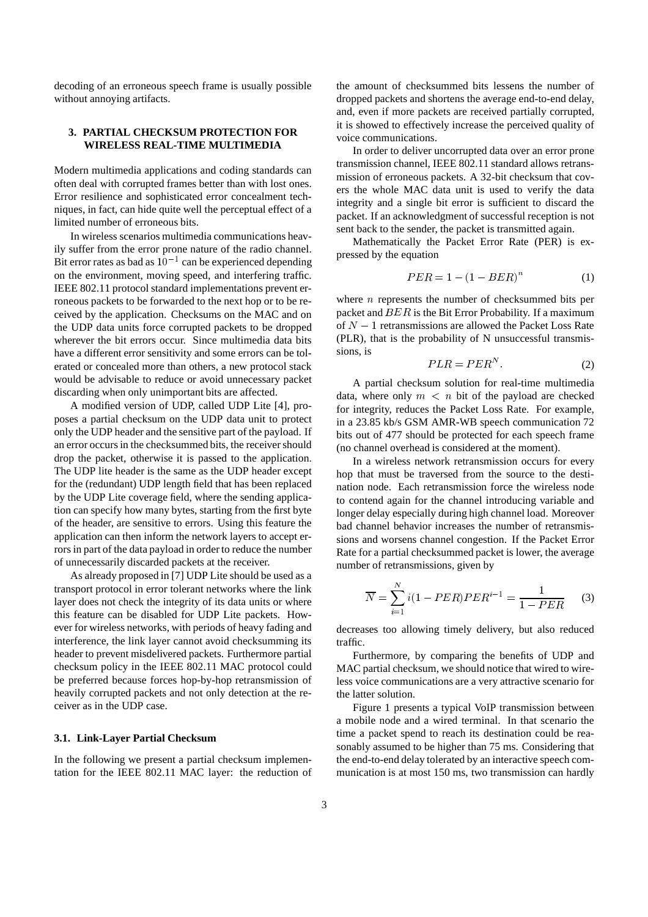decoding of an erroneous speech frame is usually possible without annoying artifacts.

## 3. PARTIAL CHECKSUM PROTECTION FOR WIRELESS REAL-TIME MULTIMEDIA

Modern multimedia applications and coding standards can often deal with corrupted frames better than with lost ones. Error resilience and sophisticated error concealment techniques, in fact, can hide quite well the perceptual effect of a limited number of erroneous bits.

In wireless scenarios multimedia communications heavily suffer from the error prone nature of the radio channel. Bit error rates as bad as $10^{-1}$ can be experienced depending on the environment, moving speed, and interfering traffic. IEEE 802.11 protocol standard implementations prevent erroneous packets to be forwarded to the next hop or to be received by the application. Checksums on the MAC and on the UDP data units force corrupted packets to be dropped wherever the bit errors occur. Since multimedia data bits have a different error sensitivity and some errors can be tolerated or concealed more than others, a new protocol stack would be advisable to reduce or avoid unnecessary packet discarding when only unimportant bits are affected.

A modified version of UDP, called UDP Lite [4], proposes a partial checksum on the UDP data unit to protect only the UDP header and the sensitive part of the payload. If an error occurs in the checksummed bits, the receiver should drop the packet, otherwise it is passed to the application. The UDP lite header is the same as the UDP header except for the (redundant) UDP length field that has been replaced by the UDP Lite coverage field, where the sending application can specify how many bytes, starting from the first byte of the header, are sensitive to errors. Using this feature the application can then inform the network layers to accept errors in part of the data payload in order to reduce the number of unnecessarily discarded packets at the receiver.

As already proposed in [7] UDP Lite should be used as a transport protocol in error tolerant networks where the link layer does not check the integrity of its data units or where this feature can be disabled for UDP Lite packets. However for wireless networks, with periods of heavy fading and interference, the link layer cannot avoid checksumming its header to prevent misdelivered packets. Furthermore partial checksum policy in the IEEE 802.11 MAC protocol could be preferred because forces hop-by-hop retransmission of heavily corrupted packets and not only detection at the receiver as in the UDP case.

### 3.1. Link-Layer Partial Checksum

In the following we present a partial checksum implementation for the IEEE 802.11 MAC layer: the reduction of the amount of checksummed bits lessens the number of dropped packets and shortens the average end-to-end delay, and, even if more packets are received partially corrupted, it is showed to effectively increase the perceived quality of voice communications.

In order to deliver uncorrupted data over an error prone transmission channel, IEEE 802.11 standard allows retransmission of erroneous packets. A 32-bit checksum that covers the whole MAC data unit is used to verify the data integrity and a single bit error is sufficient to discard the packet. If an acknowledgment of successful reception is not sent back to the sender, the packet is transmitted again.

Mathematically the Packet Error Rate (PER) is expressed by the equation

$$PER = 1 - (1 - BER)^n \tag{1}$$

where $n$ represents the number of checksummed bits per packet and $BER$ is the Bit Error Probability. If a maximum of $N-1$ retransmissions are allowed the Packet Loss Rate (PLR), that is the probability of N unsuccessful transmissions, is

$$PLR = PER^N. \tag{2}$$

A partial checksum solution for real-time multimedia data, where only $m < n$ bit of the payload are checked for integrity, reduces the Packet Loss Rate. For example, in a 23.85 kb/s GSM AMR-WB speech communication 72 bits out of 477 should be protected for each speech frame (no channel overhead is considered at the moment).

In a wireless network retransmission occurs for every hop that must be traversed from the source to the destination node. Each retransmission force the wireless node to contend again for the channel introducing variable and longer delay especially during high channel load. Moreover bad channel behavior increases the number of retransmissions and worsens channel congestion. If the Packet Error Rate for a partial checksummed packet is lower, the average number of retransmissions, given by

$$\overline{N} = \sum_{i=1}^{N} i(1 - PER)PER^{i-1} = \frac{1}{1 - PER} \tag{3}$$

decreases too allowing timely delivery, but also reduced traffic.

Furthermore, by comparing the benefits of UDP and MAC partial checksum, we should notice that wired to wireless voice communications are a very attractive scenario for the latter solution.

Figure 1 presents a typical VoIP transmission between a mobile node and a wired terminal. In that scenario the time a packet spend to reach its destination could be reasonably assumed to be higher than 75 ms. Considering that the end-to-end delay tolerated by an interactive speech communication is at most 150 ms, two transmission can hardly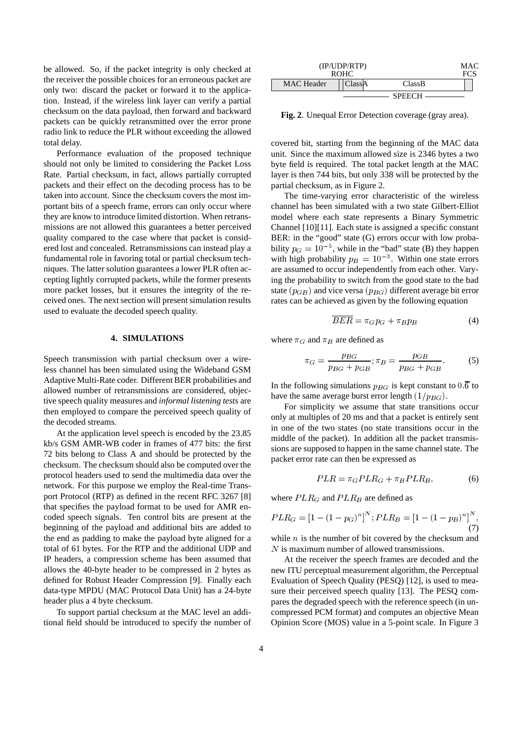be allowed. So, if the packet integrity is only checked at the receiver the possible choices for an erroneous packet are only two: discard the packet or forward it to the application. Instead, if the wireless link layer can verify a partial checksum on the data payload, then forward and backward packets can be quickly retransmitted over the error prone radio link to reduce the PLR without exceeding the allowed total delay.

Performance evaluation of the proposed technique should not only be limited to considering the Packet Loss Rate. Partial checksum, in fact, allows partially corrupted packets and their effect on the decoding process has to be taken into account. Since the checksum covers the most important bits of a speech frame, errors can only occur where they are know to introduce limited distortion. When retransmissions are not allowed this guarantees a better perceived quality compared to the case where that packet is considered lost and concealed. Retransmissions can instead play a fundamental role in favoring total or partial checksum techniques. The latter solution guarantees a lower PLR often accepting lightly corrupted packets, while the former presents more packet losses, but it ensures the integrity of the received ones. The next section will present simulation results used to evaluate the decoded speech quality.

## 4. SIMULATIONS

Speech transmission with partial checksum over a wireless channel has been simulated using the Wideband GSM Adaptive Multi-Rate coder. Different BER probabilities and allowed number of retransmissions are considered, objective speech quality measures and *informal listening tests* are then employed to compare the perceived speech quality of the decoded streams.

At the application level speech is encoded by the 23.85 kb/s GSM AMR-WB coder in frames of 477 bits: the first 72 bits belong to Class A and should be protected by the checksum. The checksum should also be computed over the protocol headers used to send the multimedia data over the network. For this purpose we employ the Real-time Transport Protocol (RTP) as defined in the recent RFC 3267 [8] that specifies the payload format to be used for AMR encoded speech signals. Ten control bits are present at the beginning of the payload and additional bits are added to the end as padding to make the payload byte aligned for a total of 61 bytes. For the RTP and the additional UDP and IP headers, a compression scheme has been assumed that allows the 40-byte header to be compressed in 2 bytes as defined for Robust Header Compression [9]. Finally each data-type MPDU (MAC Protocol Data Unit) has a 24-byte header plus a 4 byte checksum.

To support partial checksum at the MAC level an additional field should be introduced to specify the number of covered bit, starting from the beginning of the MAC data unit. Since the maximum allowed size is 2346 bytes a two byte field is required. The total packet length at the MAC layer is then 744 bits, but only 338 will be protected by the partial checksum, as in Figure 2.

| MAC Header | (IP/UDP/RTP) ROHC | ClassA | ClassB | MAC FCS |
|---|---|---|---|---|
| | | SPEECH | SPEECH | |

**Fig. 2**. Unequal Error Detection coverage (gray area).

The time-varying error characteristic of the wireless channel has been simulated with a two state Gilbert-Elliot model where each state represents a Binary Symmetric Channel [10][11]. Each state is assigned a specific constant BER: in the "good" state (G) errors occur with low probability $p_G = 10^{-5}$, while in the "bad" state (B) they happen with high probability $p_B = 10^{-3}$. Within one state errors are assumed to occur independently from each other. Varying the probability to switch from the good state to the bad state ($p_{GB}$) and vice versa ($p_{BG}$) different average bit error rates can be achieved as given by the following equation

$$\overline{BER} = \pi_G p_G + \pi_B p_B \tag{4}$$

where $\pi_G$ and $\pi_B$ are defined as

$$\pi_G = \frac{p_{BG}}{p_{BG} + p_{GB}}; \pi_B = \frac{p_{GB}}{p_{BG} + p_{GB}}. \tag{5}$$

In the following simulations $p_{BG}$ is kept constant to $0.\overline{6}$ to have the same average burst error length $(1/p_{BG})$.

For simplicity we assume that state transitions occur only at multiples of 20 ms and that a packet is entirely sent in one of the two states (no state transitions occur in the middle of the packet). In addition all the packet transmissions are supposed to happen in the same channel state. The packet error rate can then be expressed as

$$PLR = \pi_G PLR_G + \pi_B PLR_B, \tag{6}$$

where $PLR_G$ and $PLR_B$ are defined as

$$PLR_G = [1 - (1 - p_G)^n]^N ; PLR_B = [1 - (1 - p_B)^n]^N, \tag{7}$$

while $n$ is the number of bit covered by the checksum and $N$ is maximum number of allowed transmissions.

At the receiver the speech frames are decoded and the new ITU perceptual measurement algorithm, the Perceptual Evaluation of Speech Quality (PESQ) [12], is used to measure their perceived speech quality [13]. The PESQ compares the degraded speech with the reference speech (in uncompressed PCM format) and computes an objective Mean Opinion Score (MOS) value in a 5-point scale. In Figure 3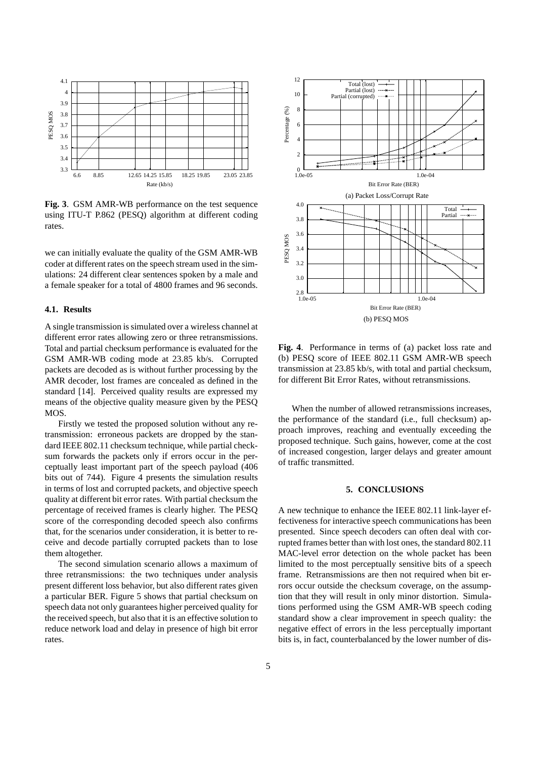**Fig. 3**. GSM AMR-WB performance on the test sequence using ITU-T P.862 (PESQ) algorithm at different coding rates.

we can initially evaluate the quality of the GSM AMR-WB coder at different rates on the speech stream used in the simulations: 24 different clear sentences spoken by a male and a female speaker for a total of 4800 frames and 96 seconds.

### 4.1. Results

A single transmission is simulated over a wireless channel at different error rates allowing zero or three retransmissions. Total and partial checksum performance is evaluated for the GSM AMR-WB coding mode at 23.85 kb/s. Corrupted packets are decoded as is without further processing by the AMR decoder, lost frames are concealed as defined in the standard [14]. Perceived quality results are expressed my means of the objective quality measure given by the PESQ MOS.

Firstly we tested the proposed solution without any retransmission: erroneous packets are dropped by the standard IEEE 802.11 checksum technique, while partial checksum forwards the packets only if errors occur in the perceptually least important part of the speech payload (406 bits out of 744). Figure 4 presents the simulation results in terms of lost and corrupted packets, and objective speech quality at different bit error rates. With partial checksum the percentage of received frames is clearly higher. The PESQ score of the corresponding decoded speech also confirms that, for the scenarios under consideration, it is better to receive and decode partially corrupted packets than to lose them altogether.

The second simulation scenario allows a maximum of three retransmissions: the two techniques under analysis present different loss behavior, but also different rates given a particular BER. Figure 5 shows that partial checksum on speech data not only guarantees higher perceived quality for the received speech, but also that it is an effective solution to reduce network load and delay in presence of high bit error rates.

(a) Packet Loss/Corrupt Rate

(b) PESQ MOS

**Fig. 4**. Performance in terms of (a) packet loss rate and (b) PESQ score of IEEE 802.11 GSM AMR-WB speech transmission at 23.85 kb/s, with total and partial checksum, for different Bit Error Rates, without retransmissions.

When the number of allowed retransmissions increases, the performance of the standard (i.e., full checksum) approach improves, reaching and eventually exceeding the proposed technique. Such gains, however, come at the cost of increased congestion, larger delays and greater amount of traffic transmitted.

## 5. CONCLUSIONS

A new technique to enhance the IEEE 802.11 link-layer effectiveness for interactive speech communications has been presented. Since speech decoders can often deal with corrupted frames better than with lost ones, the standard 802.11 MAC-level error detection on the whole packet has been limited to the most perceptually sensitive bits of a speech frame. Retransmissions are then not required when bit errors occur outside the checksum coverage, on the assumption that they will result in only minor distortion. Simulations performed using the GSM AMR-WB speech coding standard show a clear improvement in speech quality: the negative effect of errors in the less perceptually important bits is, in fact, counterbalanced by the lower number of dis-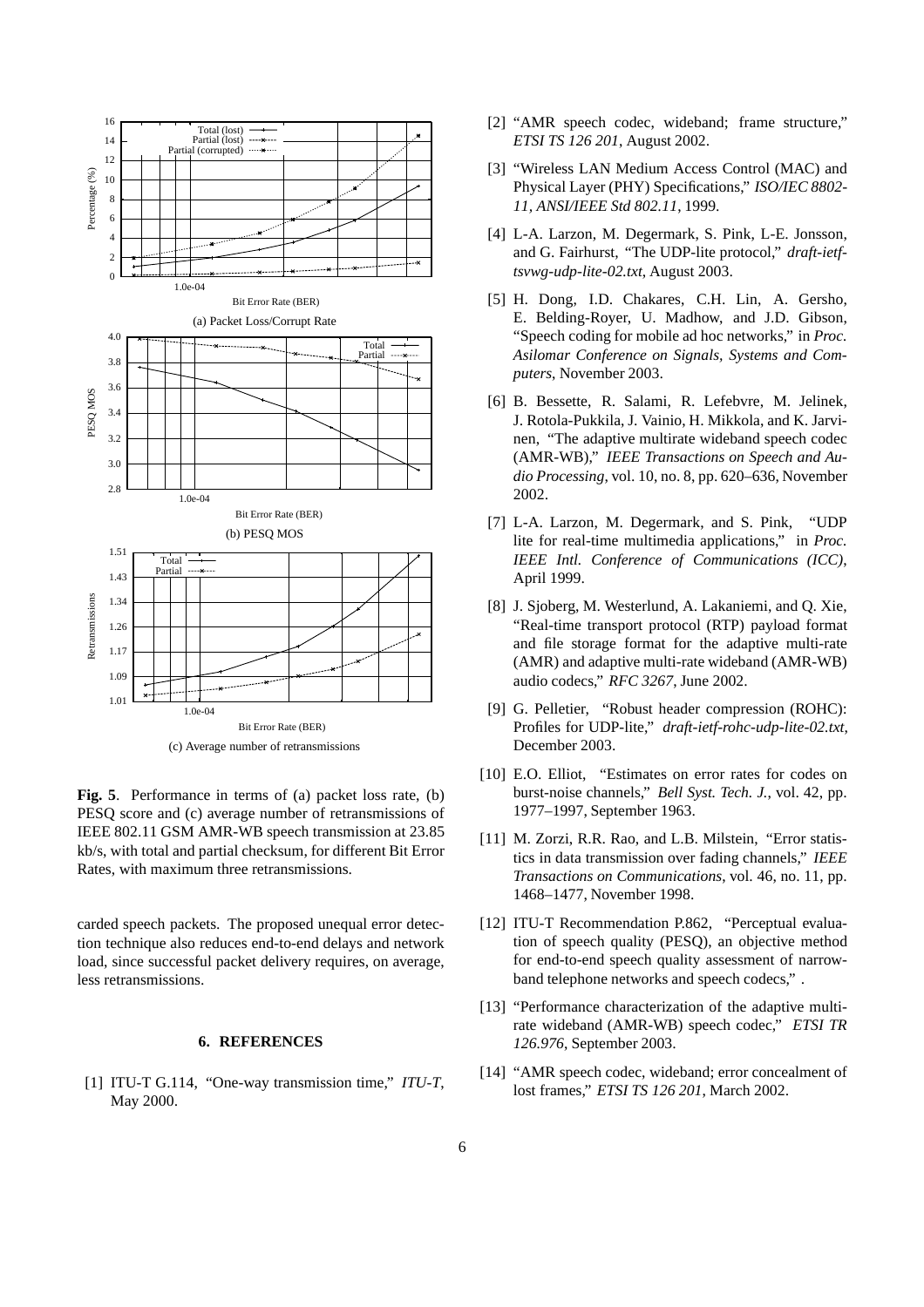16
14
12
10
8
6
4
2
0

Percentage (%)

Total (lost)
Partial (lost)
Partial (corrupted)

1.0e-04

Bit Error Rate (BER)

(a) Packet Loss/Corrupt Rate

4.0
3.8
3.6
3.4
3.2
3.0
2.8

PESQ MOS

Total
Partial

1.0e-04

Bit Error Rate (BER)

(b) PESQ MOS

1.51
1.43
1.34
1.26
1.17
1.09
1.01

Retransmissions

Total
Partial

1.0e-04

Bit Error Rate (BER)

(c) Average number of retransmissions

**Fig. 5**. Performance in terms of (a) packet loss rate, (b) PESQ score and (c) average number of retransmissions of IEEE 802.11 GSM AMR-WB speech transmission at 23.85 kb/s, with total and partial checksum, for different Bit Error Rates, with maximum three retransmissions.

carded speech packets. The proposed unequal error detection technique also reduces end-to-end delays and network load, since successful packet delivery requires, on average, less retransmissions.

## 6. REFERENCES

[1] ITU-T G.114, "One-way transmission time," *ITU-T*, May 2000.

[2] "AMR speech codec, wideband; frame structure," *ETSI TS 126 201*, August 2002.

[3] "Wireless LAN Medium Access Control (MAC) and Physical Layer (PHY) Specifications," *ISO/IEC 8802-11, ANSI/IEEE Std 802.11*, 1999.

[4] L-A. Larzon, M. Degermark, S. Pink, L-E. Jonsson, and G. Fairhurst, "The UDP-lite protocol," *draft-ietf-tsvwg-udp-lite-02.txt*, August 2003.

[5] H. Dong, I.D. Chakares, C.H. Lin, A. Gersho, E. Belding-Royer, U. Madhow, and J.D. Gibson, "Speech coding for mobile ad hoc networks," in *Proc. Asilomar Conference on Signals, Systems and Computers*, November 2003.

[6] B. Bessette, R. Salami, R. Lefebvre, M. Jelinek, J. Rotola-Pukkila, J. Vainio, H. Mikkola, and K. Jarvinen, "The adaptive multirate wideband speech codec (AMR-WB)," *IEEE Transactions on Speech and Audio Processing*, vol. 10, no. 8, pp. 620–636, November 2002.

[7] L-A. Larzon, M. Degermark, and S. Pink, "UDP lite for real-time multimedia applications," in *Proc. IEEE Intl. Conference of Communications (ICC)*, April 1999.

[8] J. Sjoberg, M. Westerlund, A. Lakaniemi, and Q. Xie, "Real-time transport protocol (RTP) payload format and file storage format for the adaptive multi-rate (AMR) and adaptive multi-rate wideband (AMR-WB) audio codecs," *RFC 3267*, June 2002.

[9] G. Pelletier, "Robust header compression (ROHC): Profiles for UDP-lite," *draft-ietf-rohc-udp-lite-02.txt*, December 2003.

[10] E.O. Elliot, "Estimates on error rates for codes on burst-noise channels," *Bell Syst. Tech. J.*, vol. 42, pp. 1977–1997, September 1963.

[11] M. Zorzi, R.R. Rao, and L.B. Milstein, "Error statistics in data transmission over fading channels," *IEEE Transactions on Communications*, vol. 46, no. 11, pp. 1468–1477, November 1998.

[12] ITU-T Recommendation P.862, "Perceptual evaluation of speech quality (PESQ), an objective method for end-to-end speech quality assessment of narrow-band telephone networks and speech codecs," .

[13] "Performance characterization of the adaptive multirate wideband (AMR-WB) speech codec," *ETSI TR 126.976*, September 2003.

[14] "AMR speech codec, wideband; error concealment of lost frames," *ETSI TS 126 201*, March 2002.